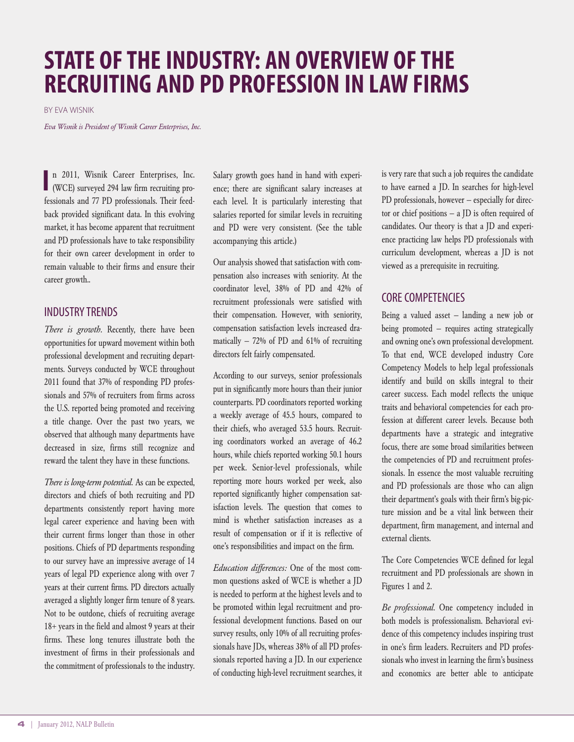# STATE OF THE INDUSTRY: AN OVERVIEW OF THE RECRUITING AND PD PROFESSION IN LAW FIRMS

BY EVA WISNIK

*Eva Wisnik is President of Wisnik Career Enterprises, Inc.*

In 2011, Wisnik Career Enterprises, Inc. (WCE) surveyed 294 law firm recruiting professionals and 77 PD professionals. Their feedback provided significant data. In this evolving market, it has become apparent that recruitment and PD professionals have to take responsibility for their own career development in order to remain valuable to their firms and ensure their career growth..

## INDUSTRY TRENDS

*There is growth.* Recently, there have been opportunities for upward movement within both professional development and recruiting departments. Surveys conducted by WCE throughout 2011 found that 37% of responding PD professionals and 57% of recruiters from firms across the U.S. reported being promoted and receiving a title change. Over the past two years, we observed that although many departments have decreased in size, firms still recognize and reward the talent they have in these functions.

*There is long-term potential.* As can be expected, directors and chiefs of both recruiting and PD departments consistently report having more legal career experience and having been with their current firms longer than those in other positions. Chiefs of PD departments responding to our survey have an impressive average of 14 years of legal PD experience along with over 7 years at their current firms. PD directors actually averaged a slightly longer firm tenure of 8 years. Not to be outdone, chiefs of recruiting average 18+ years in the field and almost 9 years at their firms. These long tenures illustrate both the investment of firms in their professionals and the commitment of professionals to the industry.

Salary growth goes hand in hand with experience; there are significant salary increases at each level. It is particularly interesting that salaries reported for similar levels in recruiting and PD were very consistent. (See the table accompanying this article.)

Our analysis showed that satisfaction with compensation also increases with seniority. At the coordinator level, 38% of PD and 42% of recruitment professionals were satisfied with their compensation. However, with seniority, compensation satisfaction levels increased dramatically – 72% of PD and 61% of recruiting directors felt fairly compensated.

According to our surveys, senior professionals put in significantly more hours than their junior counterparts. PD coordinators reported working a weekly average of 45.5 hours, compared to their chiefs, who averaged 53.5 hours. Recruiting coordinators worked an average of 46.2 hours, while chiefs reported working 50.1 hours per week. Senior-level professionals, while reporting more hours worked per week, also reported significantly higher compensation satisfaction levels. The question that comes to mind is whether satisfaction increases as a result of compensation or if it is reflective of one's responsibilities and impact on the firm.

*Education differences:* One of the most common questions asked of WCE is whether a JD is needed to perform at the highest levels and to be promoted within legal recruitment and professional development functions. Based on our survey results, only 10% of all recruiting professionals have JDs, whereas 38% of all PD professionals reported having a JD. In our experience of conducting high-level recruitment searches, it is very rare that such a job requires the candidate to have earned a JD. In searches for high-level PD professionals, however – especially for director or chief positions – a JD is often required of candidates. Our theory is that a JD and experience practicing law helps PD professionals with curriculum development, whereas a JD is not viewed as a prerequisite in recruiting.

## CORE COMPETENCIES

Being a valued asset – landing a new job or being promoted – requires acting strategically and owning one's own professional development. To that end, WCE developed industry Core Competency Models to help legal professionals identify and build on skills integral to their career success. Each model reflects the unique traits and behavioral competencies for each profession at different career levels. Because both departments have a strategic and integrative focus, there are some broad similarities between the competencies of PD and recruitment professionals. In essence the most valuable recruiting and PD professionals are those who can align their department's goals with their firm's big-picture mission and be a vital link between their department, firm management, and internal and external clients.

The Core Competencies WCE defined for legal recruitment and PD professionals are shown in Figures 1 and 2.

*Be professional.* One competency included in both models is professionalism. Behavioral evidence of this competency includes inspiring trust in one's firm leaders. Recruiters and PD professionals who invest in learning the firm's business and economics are better able to anticipate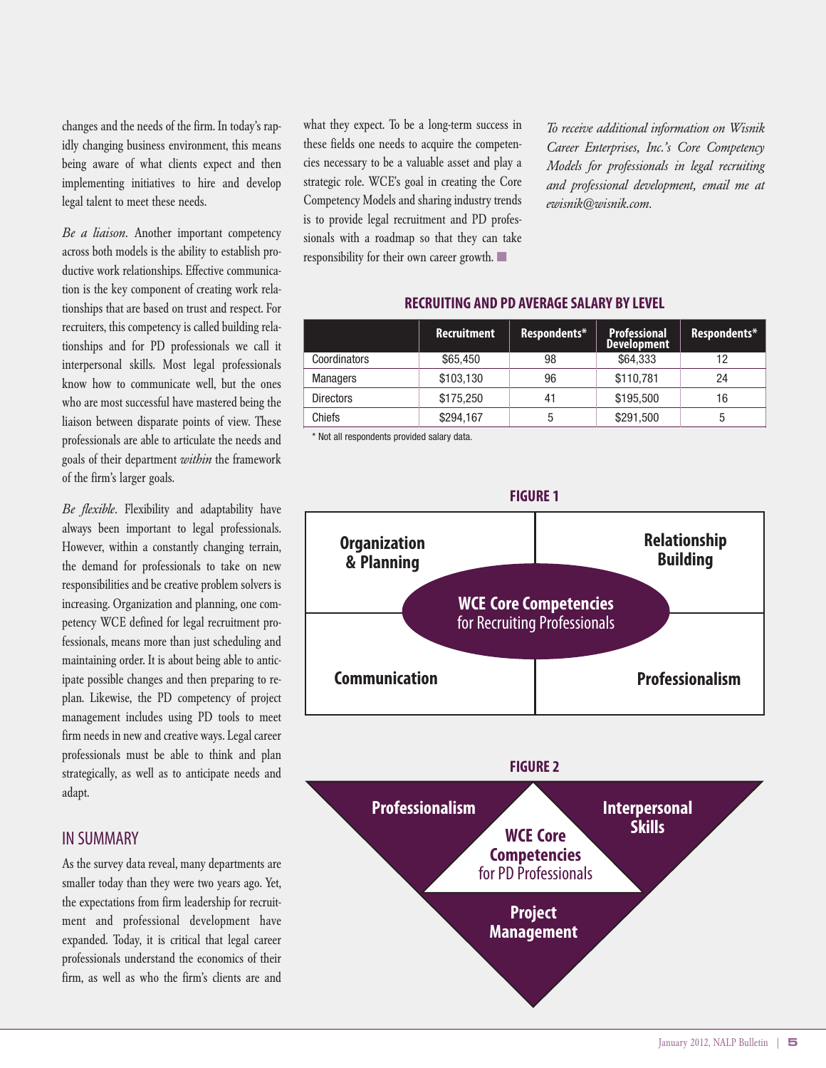changes and the needs of the firm. In today's rapidly changing business environment, this means being aware of what clients expect and then implementing initiatives to hire and develop legal talent to meet these needs.

*Be a liaison*. Another important competency across both models is the ability to establish productive work relationships. Effective communication is the key component of creating work relationships that are based on trust and respect. For recruiters, this competency is called building relationships and for PD professionals we call it interpersonal skills. Most legal professionals know how to communicate well, but the ones who are most successful have mastered being the liaison between disparate points of view. These professionals are able to articulate the needs and goals of their department *within* the framework of the firm's larger goals.

*Be flexible*. Flexibility and adaptability have always been important to legal professionals. However, within a constantly changing terrain, the demand for professionals to take on new responsibilities and be creative problem solvers is increasing. Organization and planning, one competency WCE defined for legal recruitment professionals, means more than just scheduling and maintaining order. It is about being able to anticipate possible changes and then preparing to re-plan. Likewise, the PD competency of project management includes using PD tools to meet firm needs in new and creative ways. Legal career professionals must be able to think and plan strategically, as well as to anticipate needs and adapt.

## IN SUMMARY

As the survey data reveal, many departments are smaller today than they were two years ago. Yet, the expectations from firm leadership for recruitment and professional development have expanded. Today, it is critical that legal career professionals understand the economics of their firm, as well as who the firm's clients are and what they expect. To be a long-term success in these fields one needs to acquire the competencies necessary to be a valuable asset and play a strategic role. WCE's goal in creating the Core Competency Models and sharing industry trends is to provide legal recruitment and PD professionals with a roadmap so that they can take responsibility for their own career growth. ■

*To receive additional information on Wisnik Career Enterprises, Inc.'s Core Competency Models for professionals in legal recruiting and professional development, email me at ewisnik@wisnik.com.*

**RECRUITING AND PD AVERAGE SALARY BY LEVEL**

| | Recruitment | Respondents* | Professional Development | Respondents* |
|---|---|---|---|---|
| Coordinators | $65,450 | 98 | $64,333 | 12 |
| Managers | $103,130 | 96 | $110,781 | 24 |
| Directors | $175,250 | 41 | $195,500 | 16 |
| Chiefs | $294,167 | 5 | $291,500 | 5 |

\* Not all respondents provided salary data.

**FIGURE 1**

Organization & Planning

Relationship Building

WCE Core Competencies for Recruiting Professionals

Communication

Professionalism

**FIGURE 2**

Professionalism

Interpersonal Skills

WCE Core Competencies for PD Professionals

Project Management